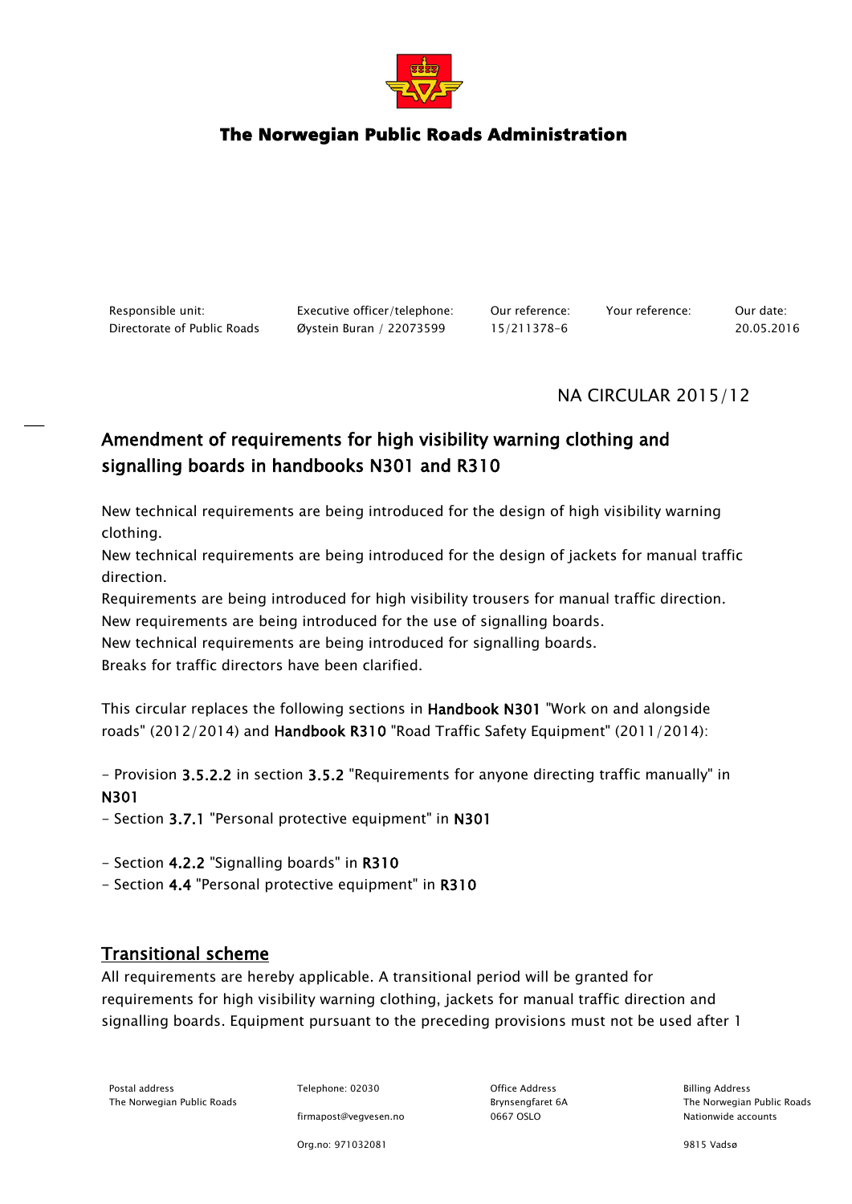**The Norwegian Public Roads Administration**

| Responsible unit: | Executive officer/telephone: | Our reference: | Your reference: | Our date: |
| --- | --- | --- | --- | --- |
| Directorate of Public Roads | Øystein Buran / 22073599 | 15/211378-6 | | 20.05.2016 |

NA CIRCULAR 2015/12

# Amendment of requirements for high visibility warning clothing and signalling boards in handbooks N301 and R310

New technical requirements are being introduced for the design of high visibility warning clothing.
New technical requirements are being introduced for the design of jackets for manual traffic direction.
Requirements are being introduced for high visibility trousers for manual traffic direction.
New requirements are being introduced for the use of signalling boards.
New technical requirements are being introduced for signalling boards.
Breaks for traffic directors have been clarified.

This circular replaces the following sections in **Handbook N301** "Work on and alongside roads" (2012/2014) and **Handbook R310** "Road Traffic Safety Equipment" (2011/2014):

- Provision **3.5.2.2** in section **3.5.2** "Requirements for anyone directing traffic manually" in **N301**
- Section **3.7.1** "Personal protective equipment" in **N301**

- Section **4.2.2** "Signalling boards" in **R310**
- Section **4.4** "Personal protective equipment" in **R310**

## Transitional scheme

All requirements are hereby applicable. A transitional period will be granted for requirements for high visibility warning clothing, jackets for manual traffic direction and signalling boards. Equipment pursuant to the preceding provisions must not be used after 1

Postal address
The Norwegian Public Roads

Telephone: 02030

firmapost@vegvesen.no

Org.no: 971032081

Office Address
Brynsengfaret 6A
0667 OSLO

Billing Address
The Norwegian Public Roads
Nationwide accounts

9815 Vadsø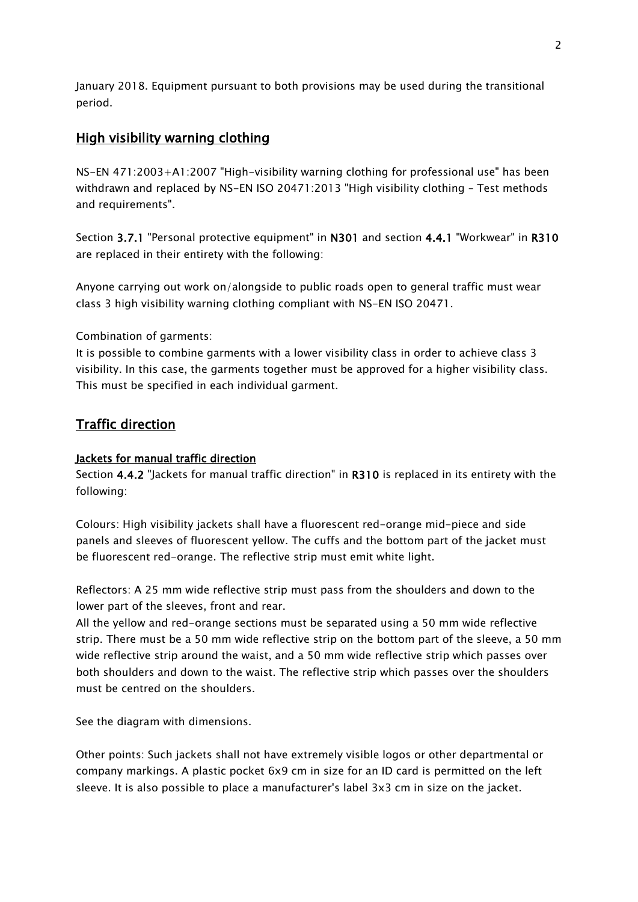January 2018. Equipment pursuant to both provisions may be used during the transitional period.

## High visibility warning clothing

NS-EN 471:2003+A1:2007 "High-visibility warning clothing for professional use" has been withdrawn and replaced by NS-EN ISO 20471:2013 "High visibility clothing - Test methods and requirements".

Section **3.7.1** "Personal protective equipment" in **N301** and section **4.4.1** "Workwear" in **R310** are replaced in their entirety with the following:

Anyone carrying out work on/alongside to public roads open to general traffic must wear class 3 high visibility warning clothing compliant with NS-EN ISO 20471.

Combination of garments:
It is possible to combine garments with a lower visibility class in order to achieve class 3 visibility. In this case, the garments together must be approved for a higher visibility class. This must be specified in each individual garment.

## Traffic direction

### Jackets for manual traffic direction

Section **4.4.2** "Jackets for manual traffic direction" in **R310** is replaced in its entirety with the following:

Colours: High visibility jackets shall have a fluorescent red-orange mid-piece and side panels and sleeves of fluorescent yellow. The cuffs and the bottom part of the jacket must be fluorescent red-orange. The reflective strip must emit white light.

Reflectors: A 25 mm wide reflective strip must pass from the shoulders and down to the lower part of the sleeves, front and rear.
All the yellow and red-orange sections must be separated using a 50 mm wide reflective strip. There must be a 50 mm wide reflective strip on the bottom part of the sleeve, a 50 mm wide reflective strip around the waist, and a 50 mm wide reflective strip which passes over both shoulders and down to the waist. The reflective strip which passes over the shoulders must be centred on the shoulders.

See the diagram with dimensions.

Other points: Such jackets shall not have extremely visible logos or other departmental or company markings. A plastic pocket 6x9 cm in size for an ID card is permitted on the left sleeve. It is also possible to place a manufacturer's label 3x3 cm in size on the jacket.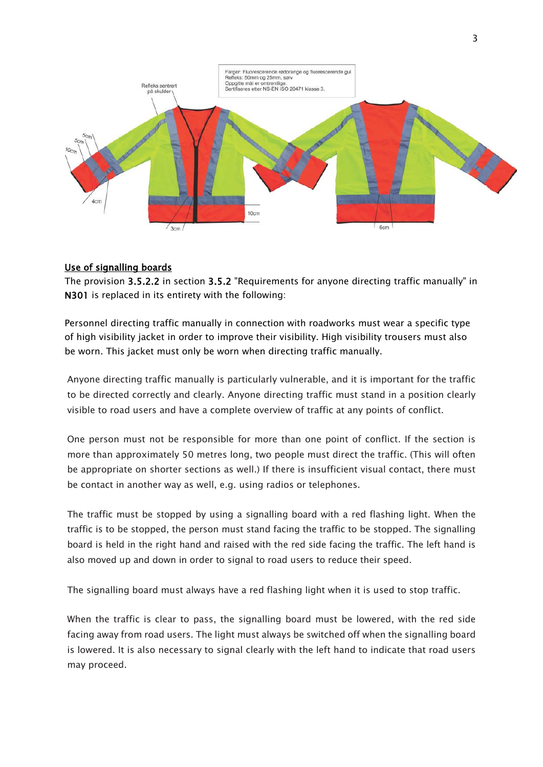## Use of signalling boards

The provision 3.5.2.2 in section 3.5.2 "Requirements for anyone directing traffic manually" in N301 is replaced in its entirety with the following:

Personnel directing traffic manually in connection with roadworks must wear a specific type of high visibility jacket in order to improve their visibility. High visibility trousers must also be worn. This jacket must only be worn when directing traffic manually.

Anyone directing traffic manually is particularly vulnerable, and it is important for the traffic to be directed correctly and clearly. Anyone directing traffic must stand in a position clearly visible to road users and have a complete overview of traffic at any points of conflict.

One person must not be responsible for more than one point of conflict. If the section is more than approximately 50 metres long, two people must direct the traffic. (This will often be appropriate on shorter sections as well.) If there is insufficient visual contact, there must be contact in another way as well, e.g. using radios or telephones.

The traffic must be stopped by using a signalling board with a red flashing light. When the traffic is to be stopped, the person must stand facing the traffic to be stopped. The signalling board is held in the right hand and raised with the red side facing the traffic. The left hand is also moved up and down in order to signal to road users to reduce their speed.

The signalling board must always have a red flashing light when it is used to stop traffic.

When the traffic is clear to pass, the signalling board must be lowered, with the red side facing away from road users. The light must always be switched off when the signalling board is lowered. It is also necessary to signal clearly with the left hand to indicate that road users may proceed.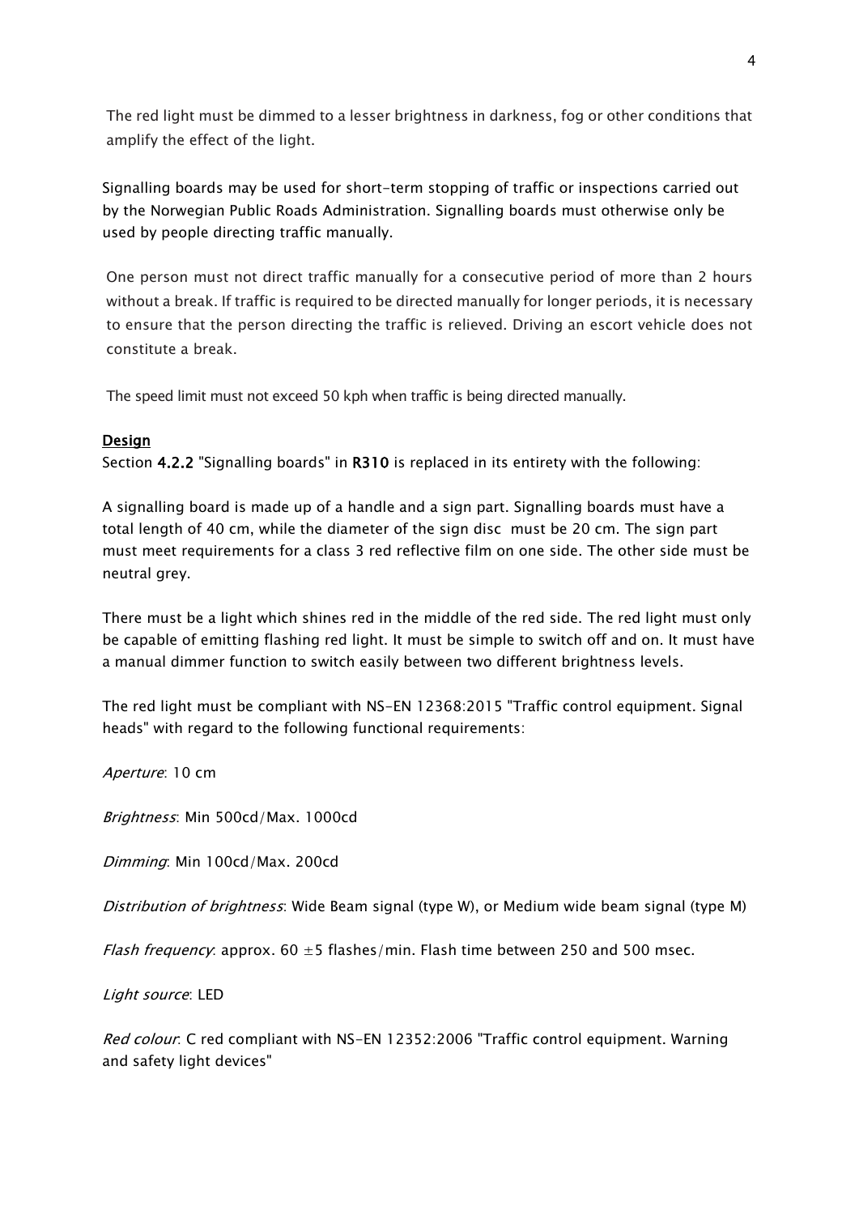The red light must be dimmed to a lesser brightness in darkness, fog or other conditions that amplify the effect of the light.

Signalling boards may be used for short-term stopping of traffic or inspections carried out by the Norwegian Public Roads Administration. Signalling boards must otherwise only be used by people directing traffic manually.

One person must not direct traffic manually for a consecutive period of more than 2 hours without a break. If traffic is required to be directed manually for longer periods, it is necessary to ensure that the person directing the traffic is relieved. Driving an escort vehicle does not constitute a break.

The speed limit must not exceed 50 kph when traffic is being directed manually.

**Design**

Section **4.2.2** "Signalling boards" in **R310** is replaced in its entirety with the following:

A signalling board is made up of a handle and a sign part. Signalling boards must have a total length of 40 cm, while the diameter of the sign disc must be 20 cm. The sign part must meet requirements for a class 3 red reflective film on one side. The other side must be neutral grey.

There must be a light which shines red in the middle of the red side. The red light must only be capable of emitting flashing red light. It must be simple to switch off and on. It must have a manual dimmer function to switch easily between two different brightness levels.

The red light must be compliant with NS-EN 12368:2015 "Traffic control equipment. Signal heads" with regard to the following functional requirements:

*Aperture*: 10 cm

*Brightness*: Min 500cd/Max. 1000cd

*Dimming*: Min 100cd/Max. 200cd

*Distribution of brightness*: Wide Beam signal (type W), or Medium wide beam signal (type M)

*Flash frequency*: approx. 60 ±5 flashes/min. Flash time between 250 and 500 msec.

*Light source*: LED

*Red colour*: C red compliant with NS-EN 12352:2006 "Traffic control equipment. Warning and safety light devices"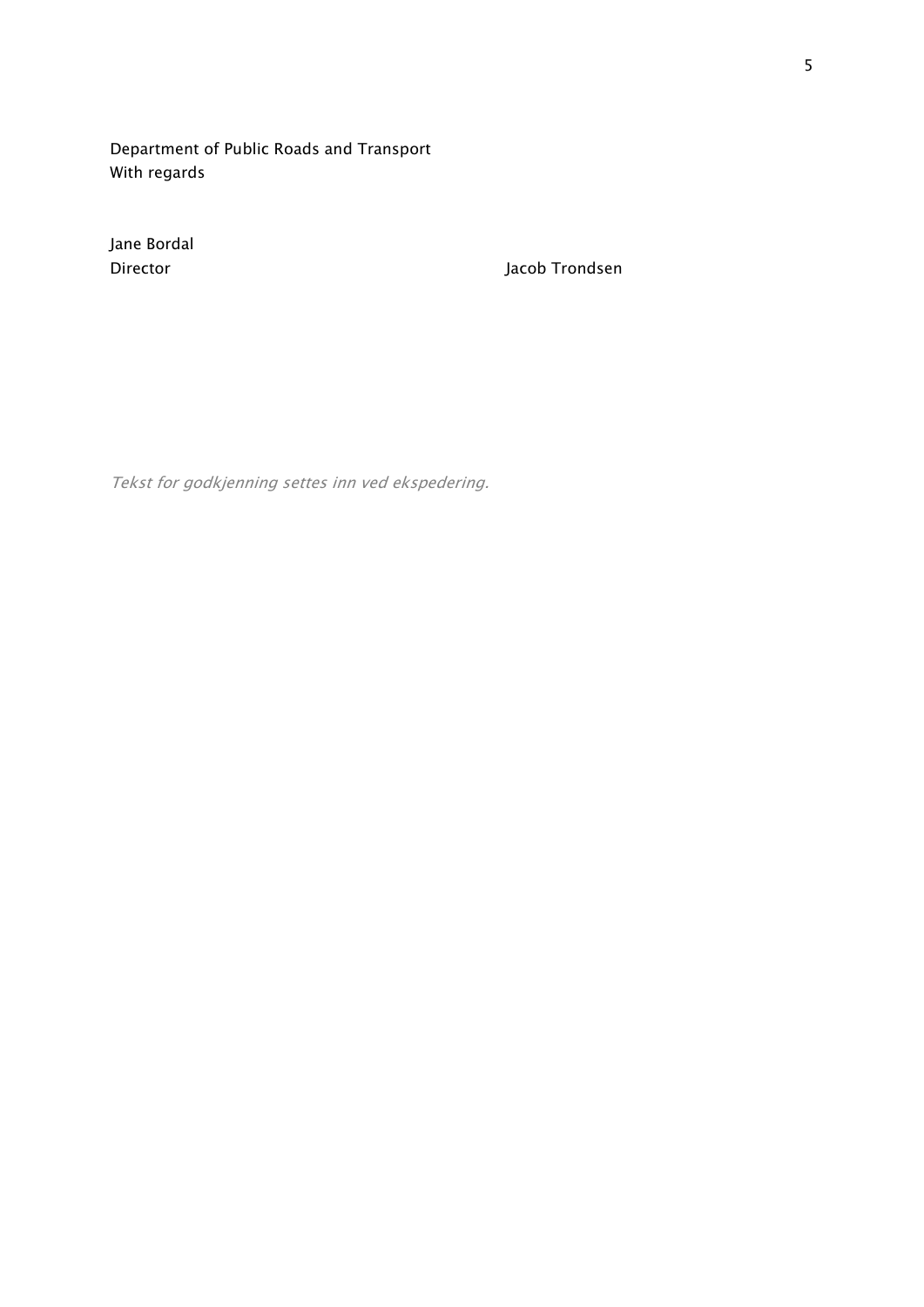Department of Public Roads and Transport
With regards

Jane Bordal
Director Jacob Trondsen

*Tekst for godkjenning settes inn ved ekspedering.*